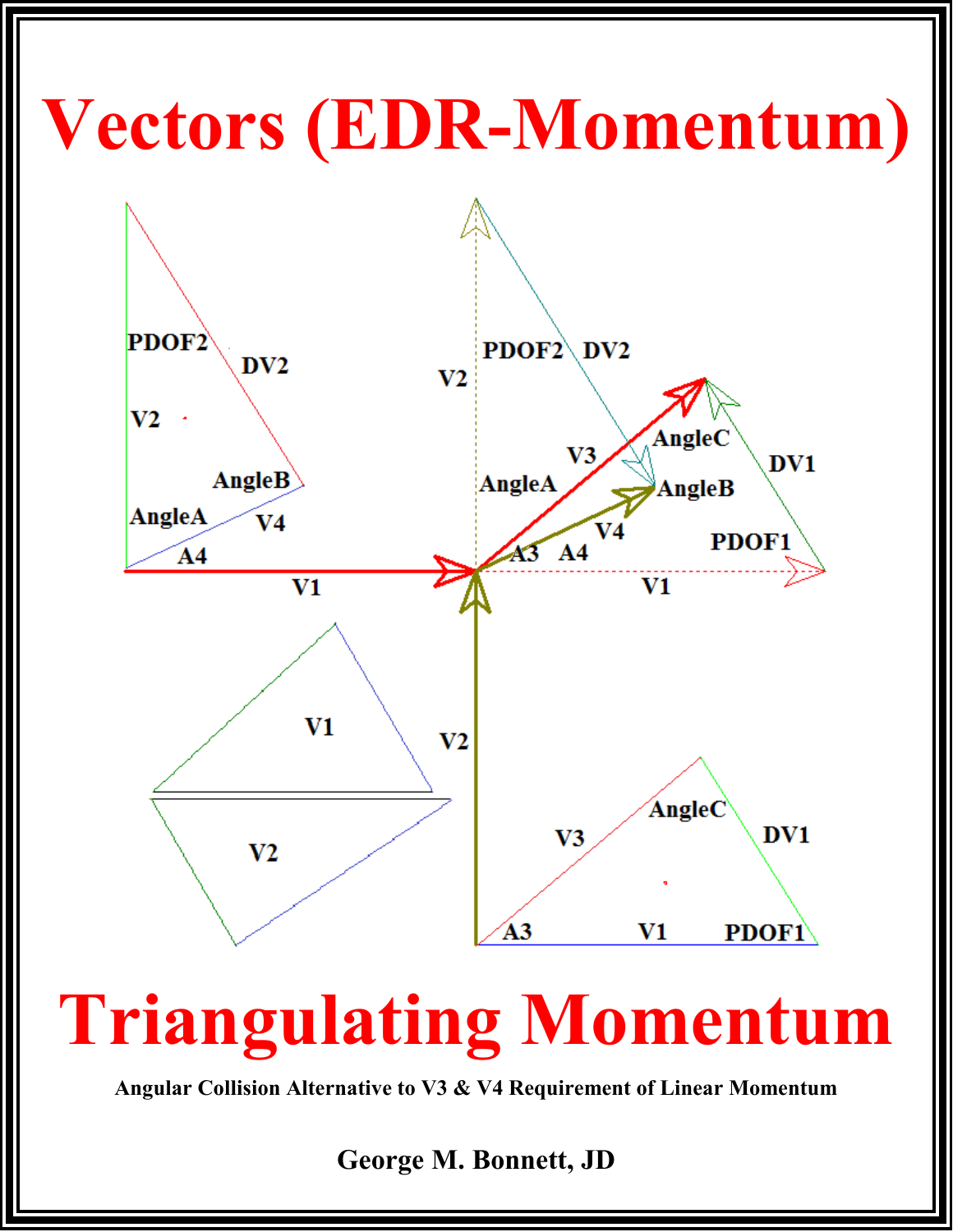# Vectors (EDR-Momentum)

# Triangulating Momentum

**Angular Collision Alternative to V3 & V4 Requirement of Linear Momentum**

**George M. Bonnett, JD**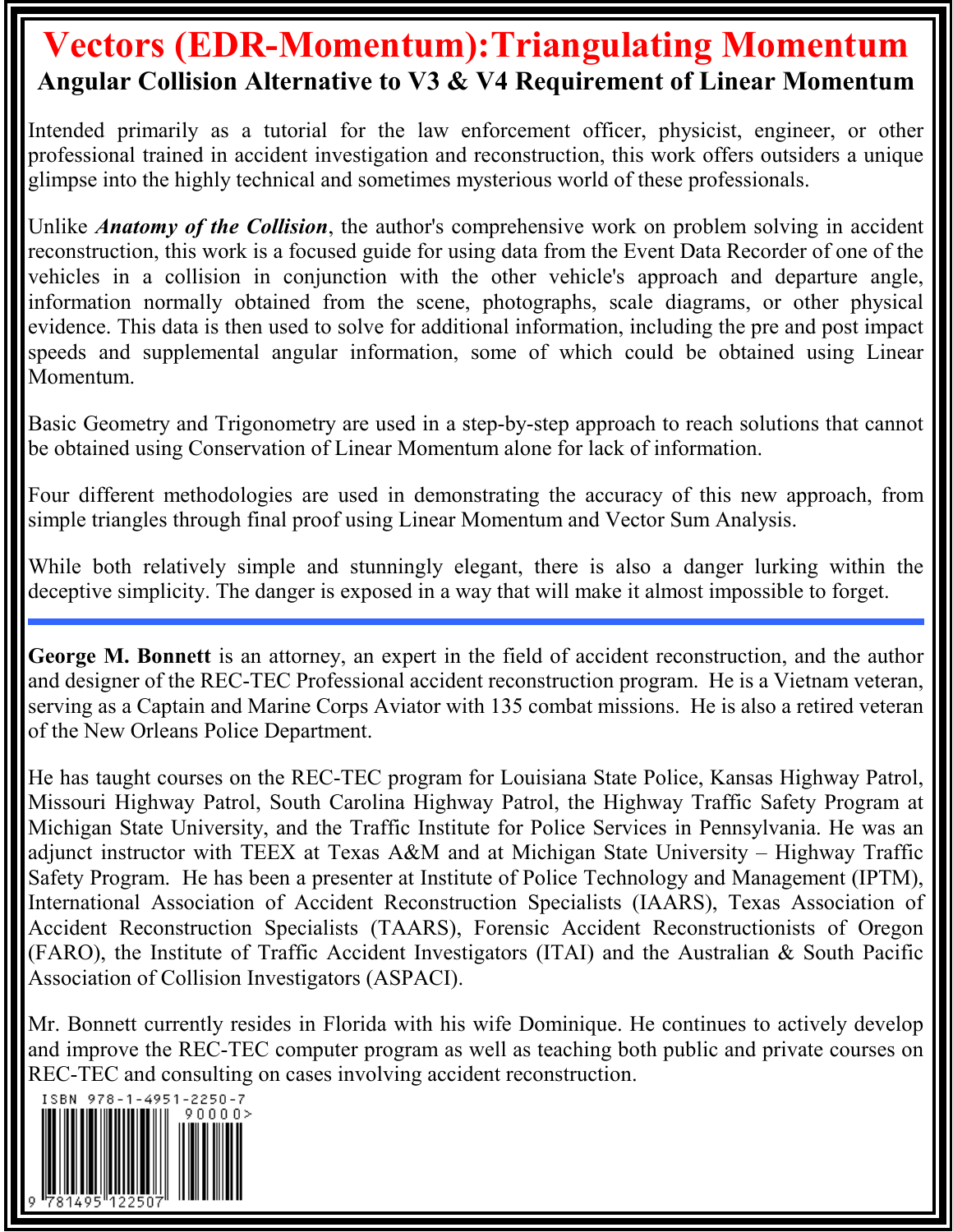# Vectors (EDR-Momentum):Triangulating Momentum

## Angular Collision Alternative to V3 & V4 Requirement of Linear Momentum

Intended primarily as a tutorial for the law enforcement officer, physicist, engineer, or other professional trained in accident investigation and reconstruction, this work offers outsiders a unique glimpse into the highly technical and sometimes mysterious world of these professionals.

Unlike ***Anatomy of the Collision***, the author's comprehensive work on problem solving in accident reconstruction, this work is a focused guide for using data from the Event Data Recorder of one of the vehicles in a collision in conjunction with the other vehicle's approach and departure angle, information normally obtained from the scene, photographs, scale diagrams, or other physical evidence. This data is then used to solve for additional information, including the pre and post impact speeds and supplemental angular information, some of which could be obtained using Linear Momentum.

Basic Geometry and Trigonometry are used in a step-by-step approach to reach solutions that cannot be obtained using Conservation of Linear Momentum alone for lack of information.

Four different methodologies are used in demonstrating the accuracy of this new approach, from simple triangles through final proof using Linear Momentum and Vector Sum Analysis.

While both relatively simple and stunningly elegant, there is also a danger lurking within the deceptive simplicity. The danger is exposed in a way that will make it almost impossible to forget.

---

**George M. Bonnett** is an attorney, an expert in the field of accident reconstruction, and the author and designer of the REC-TEC Professional accident reconstruction program. He is a Vietnam veteran, serving as a Captain and Marine Corps Aviator with 135 combat missions. He is also a retired veteran of the New Orleans Police Department.

He has taught courses on the REC-TEC program for Louisiana State Police, Kansas Highway Patrol, Missouri Highway Patrol, South Carolina Highway Patrol, the Highway Traffic Safety Program at Michigan State University, and the Traffic Institute for Police Services in Pennsylvania. He was an adjunct instructor with TEEX at Texas A&M and at Michigan State University – Highway Traffic Safety Program. He has been a presenter at Institute of Police Technology and Management (IPTM), International Association of Accident Reconstruction Specialists (IAARS), Texas Association of Accident Reconstruction Specialists (TAARS), Forensic Accident Reconstructionists of Oregon (FARO), the Institute of Traffic Accident Investigators (ITAI) and the Australian & South Pacific Association of Collision Investigators (ASPACI).

Mr. Bonnett currently resides in Florida with his wife Dominique. He continues to actively develop and improve the REC-TEC computer program as well as teaching both public and private courses on REC-TEC and consulting on cases involving accident reconstruction.

ISBN 978-1-4951-2250-7

90000>

9 781495 122507